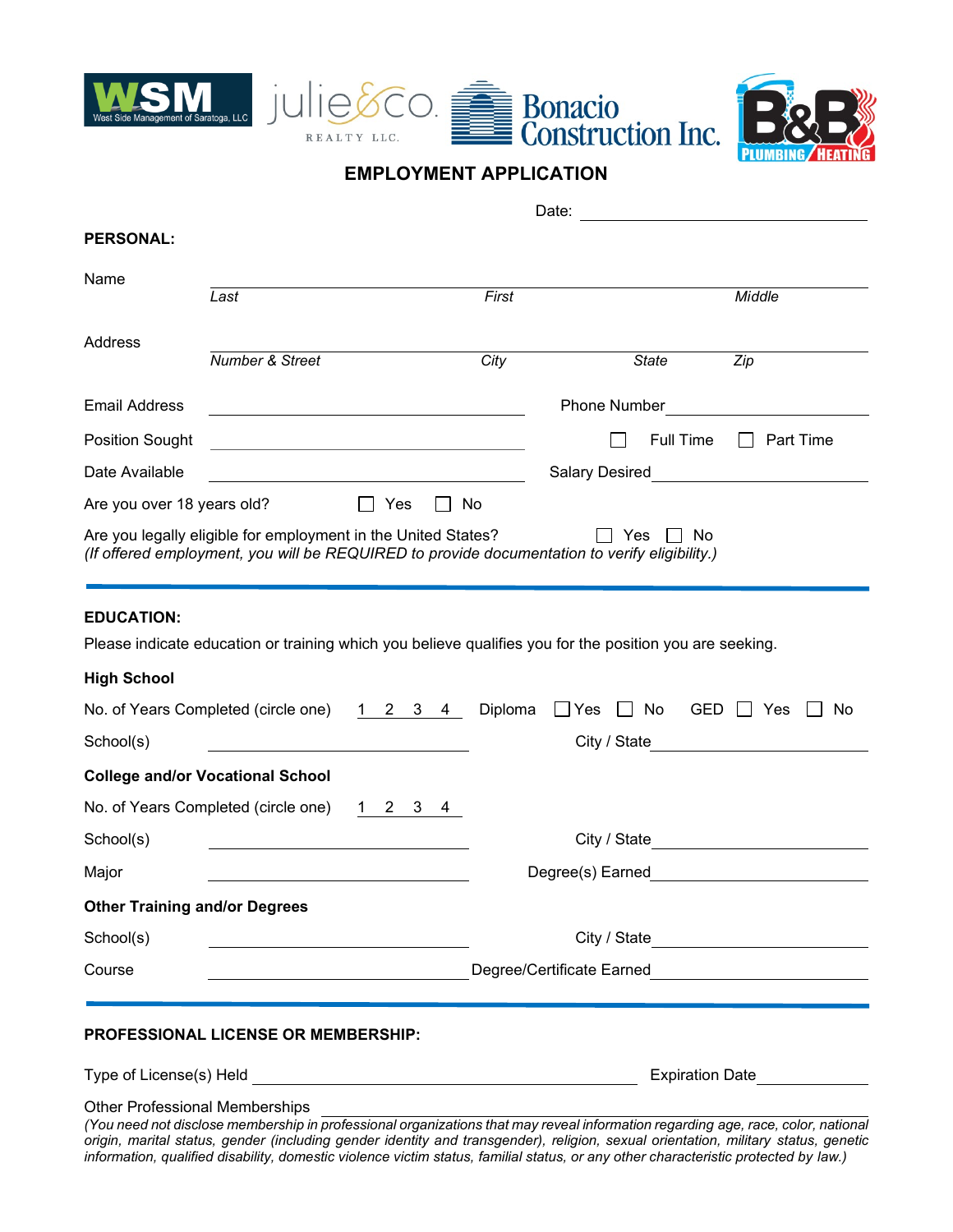WSM West Side Management of Saratoga, LLC | julie&co. REALTY LLC. | Bonacio Construction Inc. | B&B PLUMBING HEATING

# EMPLOYMENT APPLICATION

Date: ____________________

**PERSONAL:**

Name ____________________
*Last* *First* *Middle*

Address ____________________
*Number & Street* *City* *State* *Zip*

Email Address ____________________ Phone Number ____________________

Position Sought ____________________ ☐ Full Time ☐ Part Time

Date Available ____________________ Salary Desired ____________________

Are you over 18 years old? ☐ Yes ☐ No

Are you legally eligible for employment in the United States? ☐ Yes ☐ No
*(If offered employment, you will be REQUIRED to provide documentation to verify eligibility.)*

---

**EDUCATION:**

Please indicate education or training which you believe qualifies you for the position you are seeking.

**High School**

No. of Years Completed (circle one) 1 2 3 4 Diploma ☐ Yes ☐ No GED ☐ Yes ☐ No

School(s) ____________________ City / State ____________________

**College and/or Vocational School**

No. of Years Completed (circle one) 1 2 3 4

School(s) ____________________ City / State ____________________

Major ____________________ Degree(s) Earned ____________________

**Other Training and/or Degrees**

School(s) ____________________ City / State ____________________

Course ____________________ Degree/Certificate Earned ____________________

---

**PROFESSIONAL LICENSE OR MEMBERSHIP:**

Type of License(s) Held ____________________ Expiration Date ____________________

Other Professional Memberships ____________________
*(You need not disclose membership in professional organizations that may reveal information regarding age, race, color, national origin, marital status, gender (including gender identity and transgender), religion, sexual orientation, military status, genetic information, qualified disability, domestic violence victim status, familial status, or any other characteristic protected by law.)*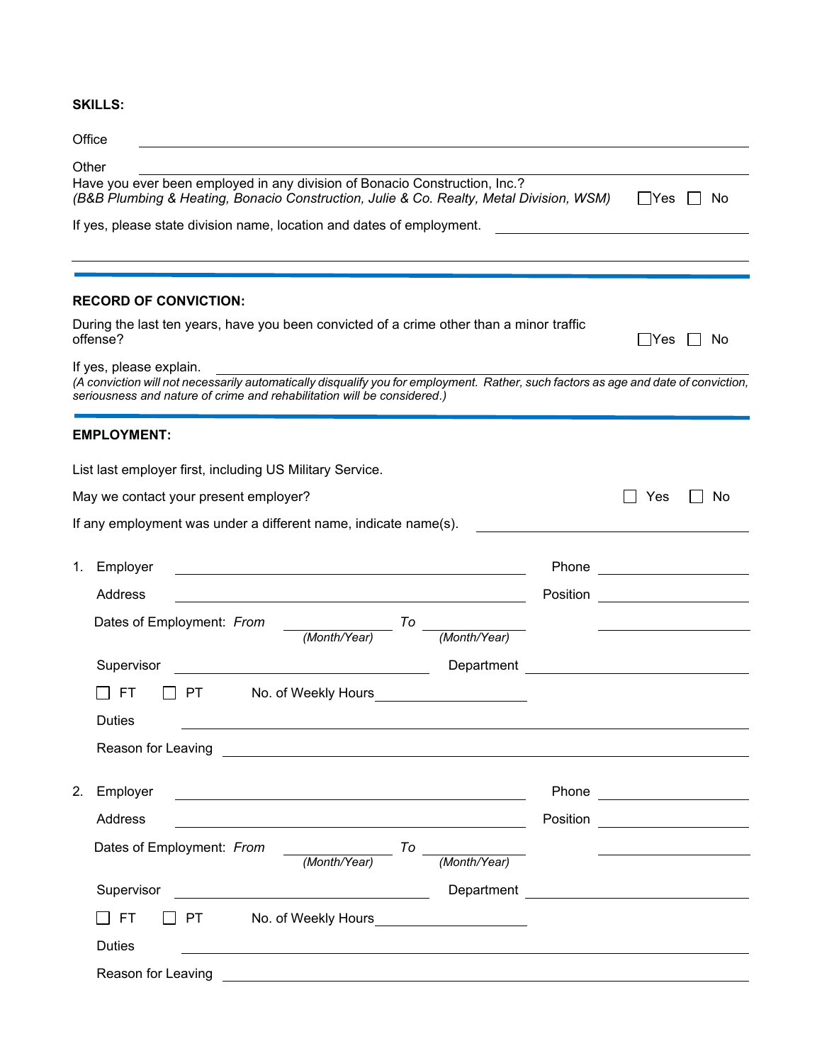**SKILLS:**

Office \_\_\_\_\_\_\_\_\_\_\_\_\_\_\_\_\_\_\_\_\_\_\_\_\_\_\_\_\_\_\_\_\_\_\_\_\_\_\_\_

Other \_\_\_\_\_\_\_\_\_\_\_\_\_\_\_\_\_\_\_\_\_\_\_\_\_\_\_\_\_\_\_\_\_\_\_\_\_\_\_\_

Have you ever been employed in any division of Bonacio Construction, Inc.?
*(B&B Plumbing & Heating, Bonacio Construction, Julie & Co. Realty, Metal Division, WSM)* ☐ Yes ☐ No

If yes, please state division name, location and dates of employment. \_\_\_\_\_\_\_\_\_\_\_\_\_\_\_\_\_\_\_\_

\_\_\_\_\_\_\_\_\_\_\_\_\_\_\_\_\_\_\_\_\_\_\_\_\_\_\_\_\_\_\_\_\_\_\_\_\_\_\_\_

---

**RECORD OF CONVICTION:**

During the last ten years, have you been convicted of a crime other than a minor traffic offense? ☐ Yes ☐ No

If yes, please explain. \_\_\_\_\_\_\_\_\_\_\_\_\_\_\_\_\_\_\_\_\_\_\_\_\_\_\_\_\_\_\_\_\_\_\_\_\_\_\_\_

*(A conviction will not necessarily automatically disqualify you for employment. Rather, such factors as age and date of conviction, seriousness and nature of crime and rehabilitation will be considered.)*

---

**EMPLOYMENT:**

List last employer first, including US Military Service.

May we contact your present employer? ☐ Yes ☐ No

If any employment was under a different name, indicate name(s). \_\_\_\_\_\_\_\_\_\_\_\_\_\_\_\_\_\_\_\_

1. Employer \_\_\_\_\_\_\_\_\_\_\_\_\_\_\_\_\_\_\_\_\_\_\_\_\_\_\_\_\_\_ Phone \_\_\_\_\_\_\_\_\_\_\_\_\_\_\_\_

   Address \_\_\_\_\_\_\_\_\_\_\_\_\_\_\_\_\_\_\_\_\_\_\_\_\_\_\_\_\_\_ Position \_\_\_\_\_\_\_\_\_\_\_\_\_\_\_\_

   Dates of Employment: *From* \_\_\_\_\_\_\_\_\_\_ *(Month/Year)* *To* \_\_\_\_\_\_\_\_\_\_ *(Month/Year)* \_\_\_\_\_\_\_\_\_\_\_\_\_\_\_\_

   Supervisor \_\_\_\_\_\_\_\_\_\_\_\_\_\_\_\_\_\_\_\_\_\_\_\_ Department \_\_\_\_\_\_\_\_\_\_\_\_\_\_\_\_\_\_\_\_

   ☐ FT ☐ PT No. of Weekly Hours \_\_\_\_\_\_\_\_\_\_\_\_\_\_\_\_

   Duties \_\_\_\_\_\_\_\_\_\_\_\_\_\_\_\_\_\_\_\_\_\_\_\_\_\_\_\_\_\_\_\_\_\_\_\_\_\_\_\_

   Reason for Leaving \_\_\_\_\_\_\_\_\_\_\_\_\_\_\_\_\_\_\_\_\_\_\_\_\_\_\_\_\_\_\_\_\_\_\_\_\_\_\_\_

2. Employer \_\_\_\_\_\_\_\_\_\_\_\_\_\_\_\_\_\_\_\_\_\_\_\_\_\_\_\_\_\_ Phone \_\_\_\_\_\_\_\_\_\_\_\_\_\_\_\_

   Address \_\_\_\_\_\_\_\_\_\_\_\_\_\_\_\_\_\_\_\_\_\_\_\_\_\_\_\_\_\_ Position \_\_\_\_\_\_\_\_\_\_\_\_\_\_\_\_

   Dates of Employment: *From* \_\_\_\_\_\_\_\_\_\_ *(Month/Year)* *To* \_\_\_\_\_\_\_\_\_\_ *(Month/Year)* \_\_\_\_\_\_\_\_\_\_\_\_\_\_\_\_

   Supervisor \_\_\_\_\_\_\_\_\_\_\_\_\_\_\_\_\_\_\_\_\_\_\_\_ Department \_\_\_\_\_\_\_\_\_\_\_\_\_\_\_\_\_\_\_\_

   ☐ FT ☐ PT No. of Weekly Hours \_\_\_\_\_\_\_\_\_\_\_\_\_\_\_\_

   Duties \_\_\_\_\_\_\_\_\_\_\_\_\_\_\_\_\_\_\_\_\_\_\_\_\_\_\_\_\_\_\_\_\_\_\_\_\_\_\_\_

   Reason for Leaving \_\_\_\_\_\_\_\_\_\_\_\_\_\_\_\_\_\_\_\_\_\_\_\_\_\_\_\_\_\_\_\_\_\_\_\_\_\_\_\_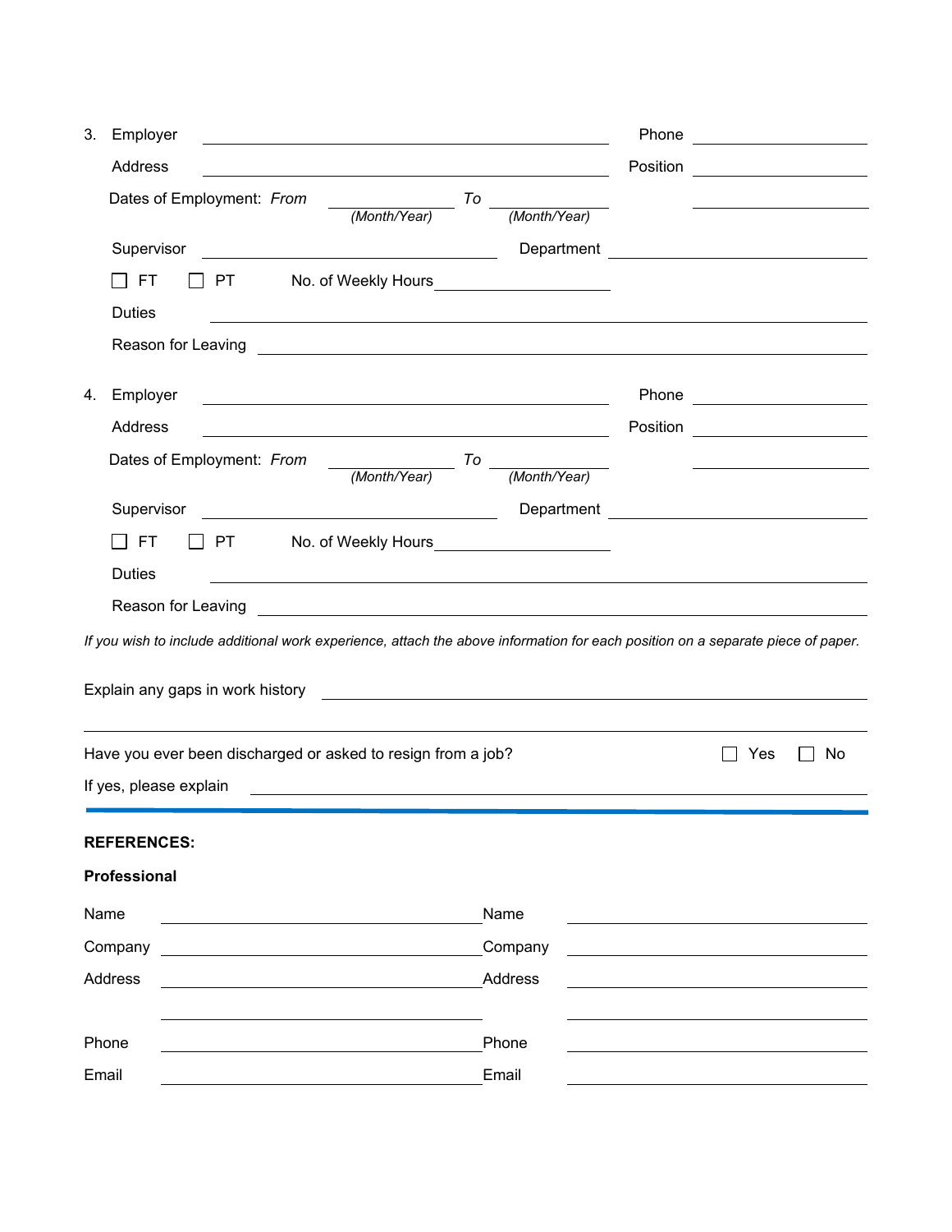3. Employer \_\_\_\_\_\_\_\_\_\_\_\_\_\_\_\_\_\_\_\_\_\_\_\_\_\_\_\_\_\_\_\_\_\_\_\_\_\_\_\_ Phone \_\_\_\_\_\_\_\_\_\_\_\_\_\_\_\_\_\_

   Address \_\_\_\_\_\_\_\_\_\_\_\_\_\_\_\_\_\_\_\_\_\_\_\_\_\_\_\_\_\_\_\_\_\_\_\_\_\_\_\_ Position \_\_\_\_\_\_\_\_\_\_\_\_\_\_\_\_\_\_

   Dates of Employment: *From* \_\_\_\_\_\_\_\_\_\_\_\_ *To* \_\_\_\_\_\_\_\_\_\_\_\_ \_\_\_\_\_\_\_\_\_\_\_\_\_\_\_\_\_\_
   *(Month/Year)* *(Month/Year)*

   Supervisor \_\_\_\_\_\_\_\_\_\_\_\_\_\_\_\_\_\_\_\_\_\_\_\_\_\_\_\_\_\_ Department \_\_\_\_\_\_\_\_\_\_\_\_\_\_\_\_\_\_\_\_\_\_\_\_\_\_

   ☐ FT ☐ PT No. of Weekly Hours \_\_\_\_\_\_\_\_\_\_\_\_\_\_\_\_\_\_

   Duties \_\_\_\_\_\_\_\_\_\_\_\_\_\_\_\_\_\_\_\_\_\_\_\_\_\_\_\_\_\_\_\_\_\_\_\_\_\_\_\_\_\_\_\_\_\_\_\_\_\_\_\_\_\_\_\_\_\_\_\_\_\_\_\_

   Reason for Leaving \_\_\_\_\_\_\_\_\_\_\_\_\_\_\_\_\_\_\_\_\_\_\_\_\_\_\_\_\_\_\_\_\_\_\_\_\_\_\_\_\_\_\_\_\_\_\_\_\_\_\_\_\_\_\_\_

4. Employer \_\_\_\_\_\_\_\_\_\_\_\_\_\_\_\_\_\_\_\_\_\_\_\_\_\_\_\_\_\_\_\_\_\_\_\_\_\_\_\_ Phone \_\_\_\_\_\_\_\_\_\_\_\_\_\_\_\_\_\_

   Address \_\_\_\_\_\_\_\_\_\_\_\_\_\_\_\_\_\_\_\_\_\_\_\_\_\_\_\_\_\_\_\_\_\_\_\_\_\_\_\_ Position \_\_\_\_\_\_\_\_\_\_\_\_\_\_\_\_\_\_

   Dates of Employment: *From* \_\_\_\_\_\_\_\_\_\_\_\_ *To* \_\_\_\_\_\_\_\_\_\_\_\_ \_\_\_\_\_\_\_\_\_\_\_\_\_\_\_\_\_\_
   *(Month/Year)* *(Month/Year)*

   Supervisor \_\_\_\_\_\_\_\_\_\_\_\_\_\_\_\_\_\_\_\_\_\_\_\_\_\_\_\_\_\_ Department \_\_\_\_\_\_\_\_\_\_\_\_\_\_\_\_\_\_\_\_\_\_\_\_\_\_

   ☐ FT ☐ PT No. of Weekly Hours \_\_\_\_\_\_\_\_\_\_\_\_\_\_\_\_\_\_

   Duties \_\_\_\_\_\_\_\_\_\_\_\_\_\_\_\_\_\_\_\_\_\_\_\_\_\_\_\_\_\_\_\_\_\_\_\_\_\_\_\_\_\_\_\_\_\_\_\_\_\_\_\_\_\_\_\_\_\_\_\_\_\_\_\_

   Reason for Leaving \_\_\_\_\_\_\_\_\_\_\_\_\_\_\_\_\_\_\_\_\_\_\_\_\_\_\_\_\_\_\_\_\_\_\_\_\_\_\_\_\_\_\_\_\_\_\_\_\_\_\_\_\_\_\_\_

*If you wish to include additional work experience, attach the above information for each position on a separate piece of paper.*

Explain any gaps in work history \_\_\_\_\_\_\_\_\_\_\_\_\_\_\_\_\_\_\_\_\_\_\_\_\_\_\_\_\_\_\_\_\_\_\_\_\_\_\_\_\_\_\_\_\_\_\_\_\_\_

\_\_\_\_\_\_\_\_\_\_\_\_\_\_\_\_\_\_\_\_\_\_\_\_\_\_\_\_\_\_\_\_\_\_\_\_\_\_\_\_\_\_\_\_\_\_\_\_\_\_\_\_\_\_\_\_\_\_\_\_\_\_\_\_\_\_\_\_\_\_\_\_\_\_\_\_\_\_

Have you ever been discharged or asked to resign from a job? ☐ Yes ☐ No

If yes, please explain \_\_\_\_\_\_\_\_\_\_\_\_\_\_\_\_\_\_\_\_\_\_\_\_\_\_\_\_\_\_\_\_\_\_\_\_\_\_\_\_\_\_\_\_\_\_\_\_\_\_\_\_\_\_\_\_\_\_\_\_

---

**REFERENCES:**

**Professional**

| | | | |
|---|---|---|---|
| Name | | Name | |
| Company | | Company | |
| Address | | Address | |
| | | | |
| Phone | | Phone | |
| Email | | Email | |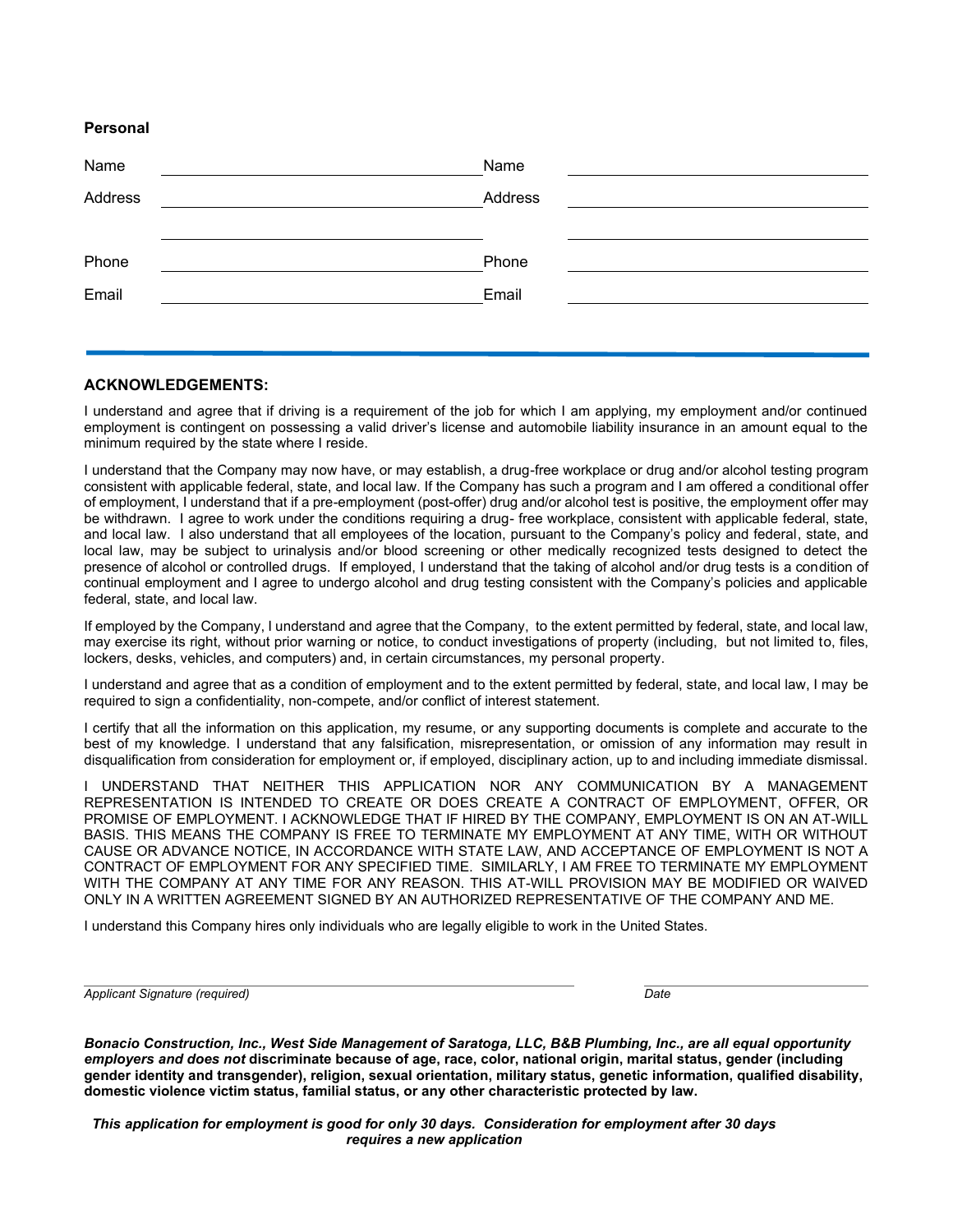**Personal**

| | | | |
|---|---|---|---|
| Name | | Name | |
| Address | | Address | |
| | | | |
| Phone | | Phone | |
| Email | | Email | |

**ACKNOWLEDGEMENTS:**

I understand and agree that if driving is a requirement of the job for which I am applying, my employment and/or continued employment is contingent on possessing a valid driver's license and automobile liability insurance in an amount equal to the minimum required by the state where I reside.

I understand that the Company may now have, or may establish, a drug-free workplace or drug and/or alcohol testing program consistent with applicable federal, state, and local law. If the Company has such a program and I am offered a conditional offer of employment, I understand that if a pre-employment (post-offer) drug and/or alcohol test is positive, the employment offer may be withdrawn. I agree to work under the conditions requiring a drug- free workplace, consistent with applicable federal, state, and local law. I also understand that all employees of the location, pursuant to the Company's policy and federal, state, and local law, may be subject to urinalysis and/or blood screening or other medically recognized tests designed to detect the presence of alcohol or controlled drugs. If employed, I understand that the taking of alcohol and/or drug tests is a condition of continual employment and I agree to undergo alcohol and drug testing consistent with the Company's policies and applicable federal, state, and local law.

If employed by the Company, I understand and agree that the Company, to the extent permitted by federal, state, and local law, may exercise its right, without prior warning or notice, to conduct investigations of property (including, but not limited to, files, lockers, desks, vehicles, and computers) and, in certain circumstances, my personal property.

I understand and agree that as a condition of employment and to the extent permitted by federal, state, and local law, I may be required to sign a confidentiality, non-compete, and/or conflict of interest statement.

I certify that all the information on this application, my resume, or any supporting documents is complete and accurate to the best of my knowledge. I understand that any falsification, misrepresentation, or omission of any information may result in disqualification from consideration for employment or, if employed, disciplinary action, up to and including immediate dismissal.

I UNDERSTAND THAT NEITHER THIS APPLICATION NOR ANY COMMUNICATION BY A MANAGEMENT REPRESENTATION IS INTENDED TO CREATE OR DOES CREATE A CONTRACT OF EMPLOYMENT, OFFER, OR PROMISE OF EMPLOYMENT. I ACKNOWLEDGE THAT IF HIRED BY THE COMPANY, EMPLOYMENT IS ON AN AT-WILL BASIS. THIS MEANS THE COMPANY IS FREE TO TERMINATE MY EMPLOYMENT AT ANY TIME, WITH OR WITHOUT CAUSE OR ADVANCE NOTICE, IN ACCORDANCE WITH STATE LAW, AND ACCEPTANCE OF EMPLOYMENT IS NOT A CONTRACT OF EMPLOYMENT FOR ANY SPECIFIED TIME. SIMILARLY, I AM FREE TO TERMINATE MY EMPLOYMENT WITH THE COMPANY AT ANY TIME FOR ANY REASON. THIS AT-WILL PROVISION MAY BE MODIFIED OR WAIVED ONLY IN A WRITTEN AGREEMENT SIGNED BY AN AUTHORIZED REPRESENTATIVE OF THE COMPANY AND ME.

I understand this Company hires only individuals who are legally eligible to work in the United States.

*Applicant Signature (required)* _______________________ *Date* _______________

***Bonacio Construction, Inc., West Side Management of Saratoga, LLC, B&B Plumbing, Inc., are all equal opportunity employers and does not* discriminate because of age, race, color, national origin, marital status, gender (including gender identity and transgender), religion, sexual orientation, military status, genetic information, qualified disability, domestic violence victim status, familial status, or any other characteristic protected by law.**

***This application for employment is good for only 30 days. Consideration for employment after 30 days requires a new application***